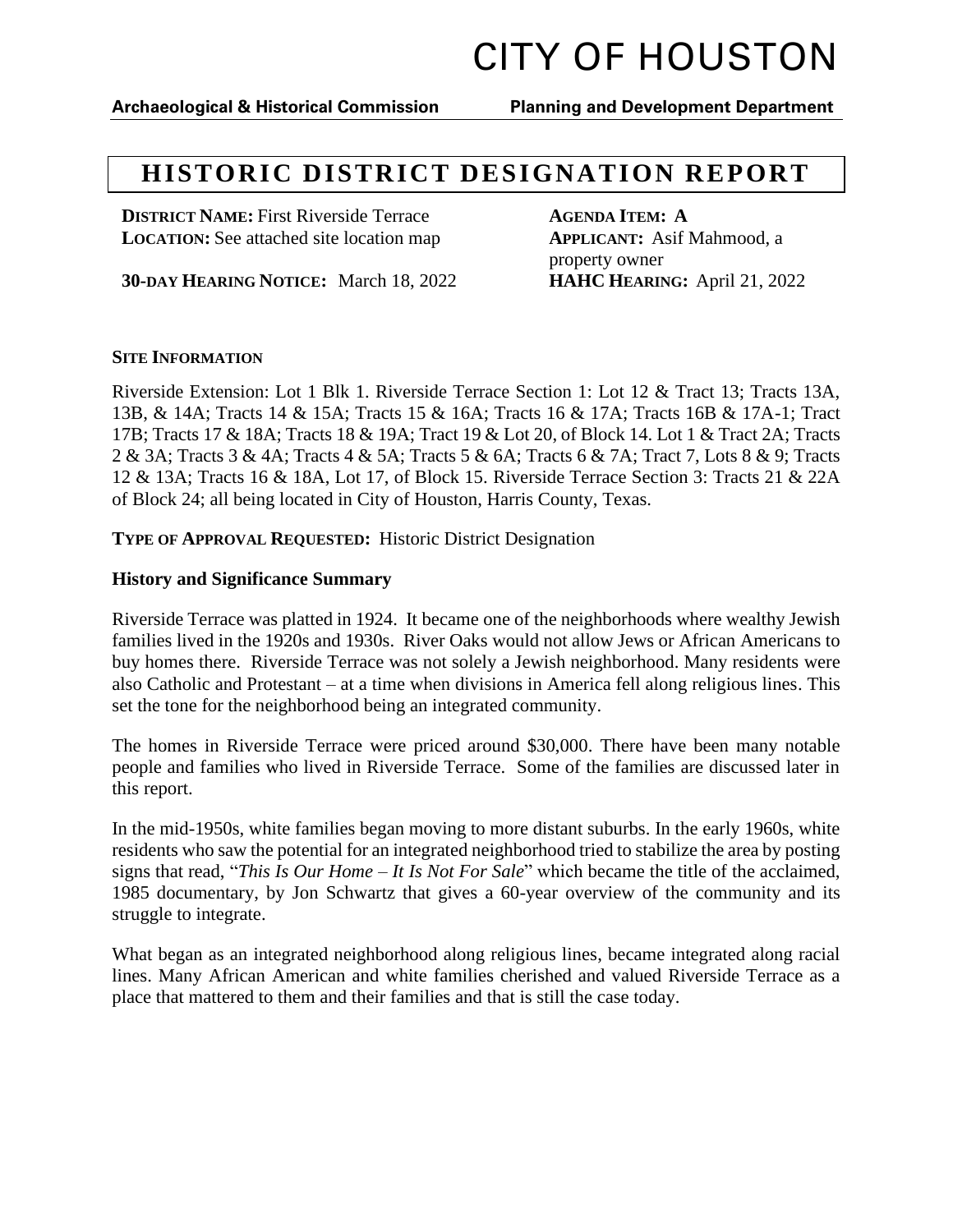# CITY OF HOUSTON

**Archaeological & Historical Commission** **Planning and Development Department**

## HISTORIC DISTRICT DESIGNATION REPORT

**DISTRICT NAME:** First Riverside Terrace
**LOCATION:** See attached site location map
**30-DAY HEARING NOTICE:** March 18, 2022

**AGENDA ITEM: A**
**APPLICANT:** Asif Mahmood, a property owner
**HAHC HEARING:** April 21, 2022

**SITE INFORMATION**

Riverside Extension: Lot 1 Blk 1. Riverside Terrace Section 1: Lot 12 & Tract 13; Tracts 13A, 13B, & 14A; Tracts 14 & 15A; Tracts 15 & 16A; Tracts 16 & 17A; Tracts 16B & 17A-1; Tract 17B; Tracts 17 & 18A; Tracts 18 & 19A; Tract 19 & Lot 20, of Block 14. Lot 1 & Tract 2A; Tracts 2 & 3A; Tracts 3 & 4A; Tracts 4 & 5A; Tracts 5 & 6A; Tracts 6 & 7A; Tract 7, Lots 8 & 9; Tracts 12 & 13A; Tracts 16 & 18A, Lot 17, of Block 15. Riverside Terrace Section 3: Tracts 21 & 22A of Block 24; all being located in City of Houston, Harris County, Texas.

**TYPE OF APPROVAL REQUESTED:** Historic District Designation

**History and Significance Summary**

Riverside Terrace was platted in 1924. It became one of the neighborhoods where wealthy Jewish families lived in the 1920s and 1930s. River Oaks would not allow Jews or African Americans to buy homes there. Riverside Terrace was not solely a Jewish neighborhood. Many residents were also Catholic and Protestant – at a time when divisions in America fell along religious lines. This set the tone for the neighborhood being an integrated community.

The homes in Riverside Terrace were priced around $30,000. There have been many notable people and families who lived in Riverside Terrace. Some of the families are discussed later in this report.

In the mid-1950s, white families began moving to more distant suburbs. In the early 1960s, white residents who saw the potential for an integrated neighborhood tried to stabilize the area by posting signs that read, "*This Is Our Home – It Is Not For Sale*" which became the title of the acclaimed, 1985 documentary, by Jon Schwartz that gives a 60-year overview of the community and its struggle to integrate.

What began as an integrated neighborhood along religious lines, became integrated along racial lines. Many African American and white families cherished and valued Riverside Terrace as a place that mattered to them and their families and that is still the case today.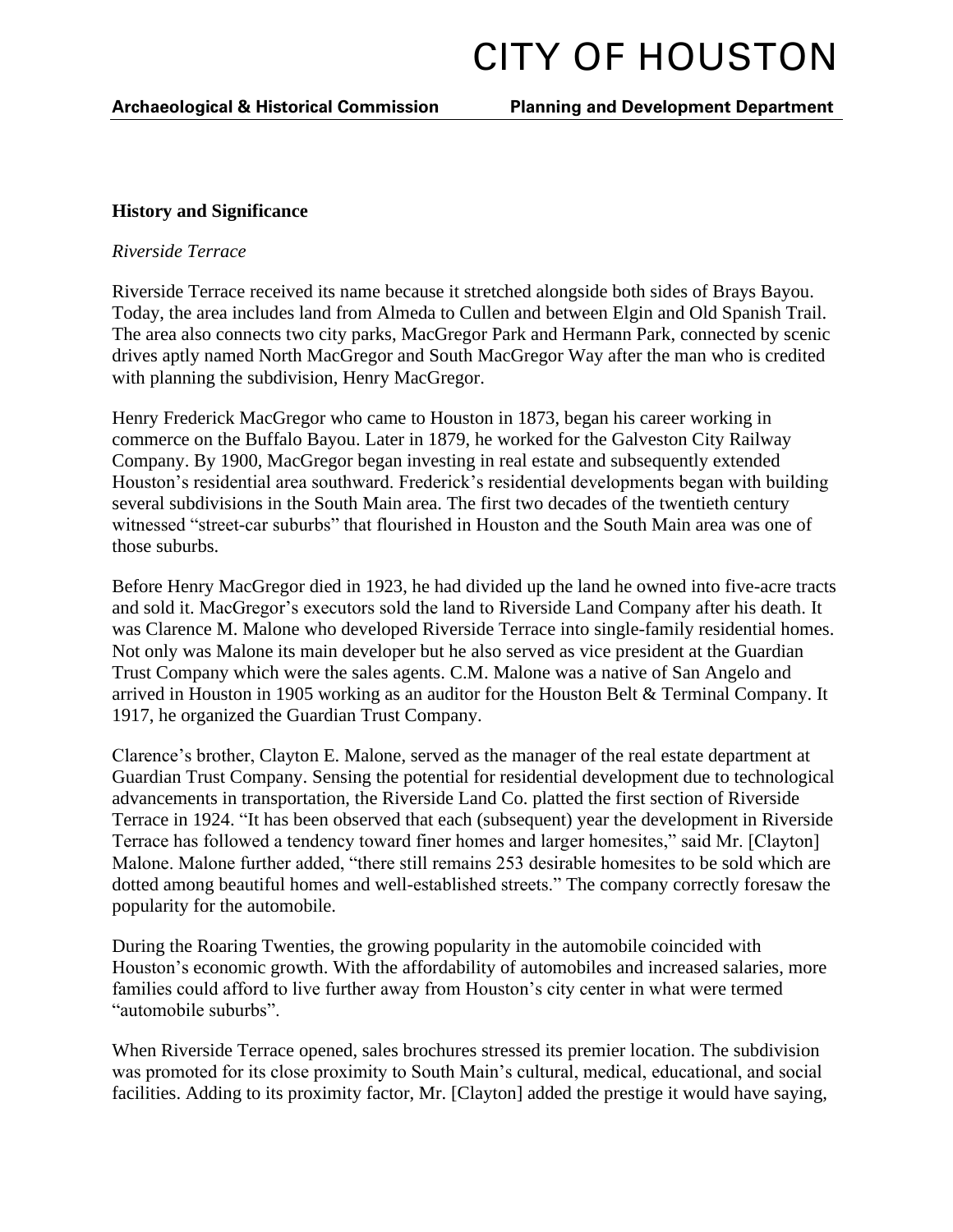## History and Significance

*Riverside Terrace*

Riverside Terrace received its name because it stretched alongside both sides of Brays Bayou. Today, the area includes land from Almeda to Cullen and between Elgin and Old Spanish Trail. The area also connects two city parks, MacGregor Park and Hermann Park, connected by scenic drives aptly named North MacGregor and South MacGregor Way after the man who is credited with planning the subdivision, Henry MacGregor.

Henry Frederick MacGregor who came to Houston in 1873, began his career working in commerce on the Buffalo Bayou. Later in 1879, he worked for the Galveston City Railway Company. By 1900, MacGregor began investing in real estate and subsequently extended Houston's residential area southward. Frederick's residential developments began with building several subdivisions in the South Main area. The first two decades of the twentieth century witnessed "street-car suburbs" that flourished in Houston and the South Main area was one of those suburbs.

Before Henry MacGregor died in 1923, he had divided up the land he owned into five-acre tracts and sold it. MacGregor's executors sold the land to Riverside Land Company after his death. It was Clarence M. Malone who developed Riverside Terrace into single-family residential homes. Not only was Malone its main developer but he also served as vice president at the Guardian Trust Company which were the sales agents. C.M. Malone was a native of San Angelo and arrived in Houston in 1905 working as an auditor for the Houston Belt & Terminal Company. It 1917, he organized the Guardian Trust Company.

Clarence's brother, Clayton E. Malone, served as the manager of the real estate department at Guardian Trust Company. Sensing the potential for residential development due to technological advancements in transportation, the Riverside Land Co. platted the first section of Riverside Terrace in 1924. "It has been observed that each (subsequent) year the development in Riverside Terrace has followed a tendency toward finer homes and larger homesites," said Mr. [Clayton] Malone. Malone further added, "there still remains 253 desirable homesites to be sold which are dotted among beautiful homes and well-established streets." The company correctly foresaw the popularity for the automobile.

During the Roaring Twenties, the growing popularity in the automobile coincided with Houston's economic growth. With the affordability of automobiles and increased salaries, more families could afford to live further away from Houston's city center in what were termed "automobile suburbs".

When Riverside Terrace opened, sales brochures stressed its premier location. The subdivision was promoted for its close proximity to South Main's cultural, medical, educational, and social facilities. Adding to its proximity factor, Mr. [Clayton] added the prestige it would have saying,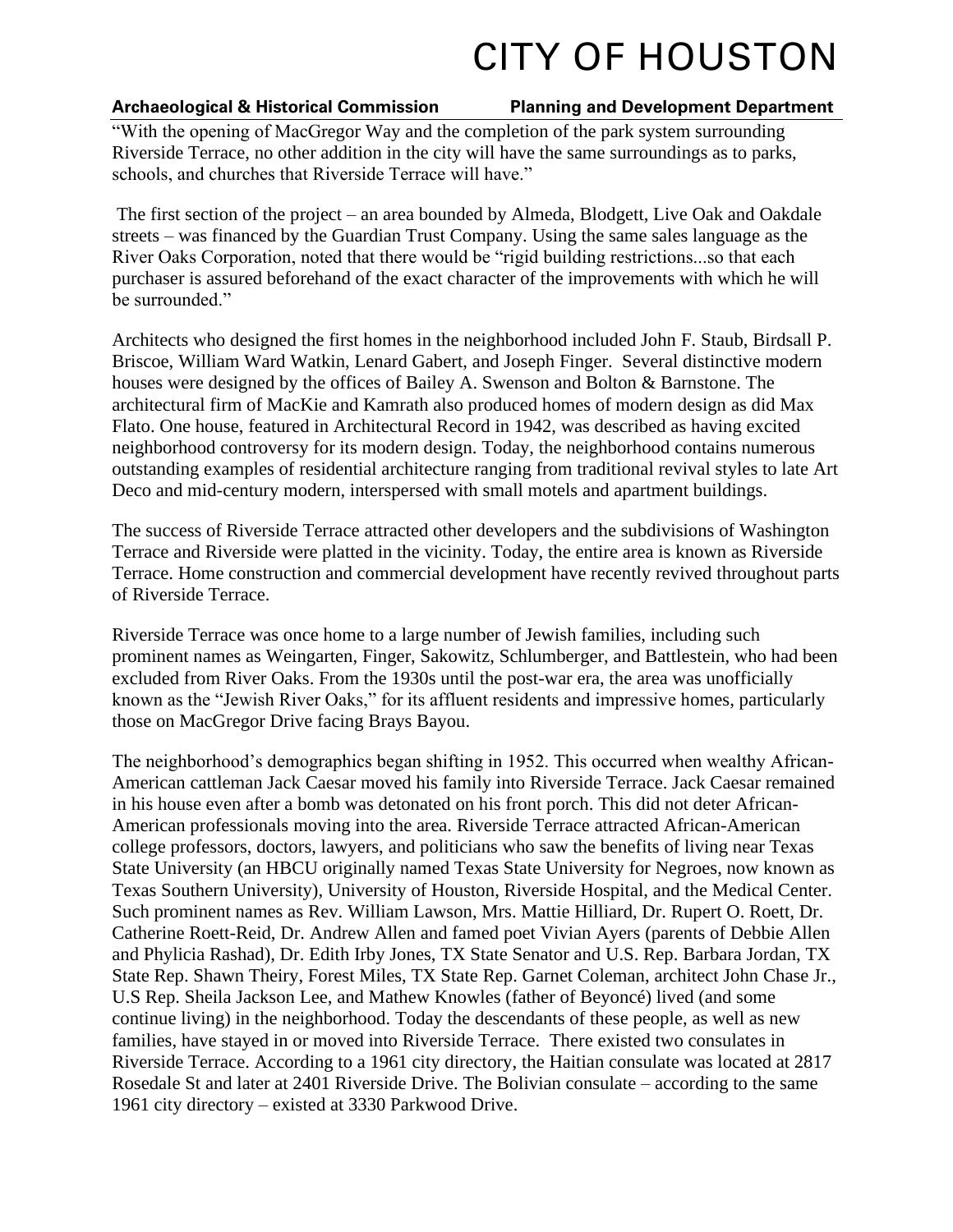"With the opening of MacGregor Way and the completion of the park system surrounding Riverside Terrace, no other addition in the city will have the same surroundings as to parks, schools, and churches that Riverside Terrace will have."

The first section of the project – an area bounded by Almeda, Blodgett, Live Oak and Oakdale streets – was financed by the Guardian Trust Company. Using the same sales language as the River Oaks Corporation, noted that there would be "rigid building restrictions...so that each purchaser is assured beforehand of the exact character of the improvements with which he will be surrounded."

Architects who designed the first homes in the neighborhood included John F. Staub, Birdsall P. Briscoe, William Ward Watkin, Lenard Gabert, and Joseph Finger. Several distinctive modern houses were designed by the offices of Bailey A. Swenson and Bolton & Barnstone. The architectural firm of MacKie and Kamrath also produced homes of modern design as did Max Flato. One house, featured in Architectural Record in 1942, was described as having excited neighborhood controversy for its modern design. Today, the neighborhood contains numerous outstanding examples of residential architecture ranging from traditional revival styles to late Art Deco and mid-century modern, interspersed with small motels and apartment buildings.

The success of Riverside Terrace attracted other developers and the subdivisions of Washington Terrace and Riverside were platted in the vicinity. Today, the entire area is known as Riverside Terrace. Home construction and commercial development have recently revived throughout parts of Riverside Terrace.

Riverside Terrace was once home to a large number of Jewish families, including such prominent names as Weingarten, Finger, Sakowitz, Schlumberger, and Battlestein, who had been excluded from River Oaks. From the 1930s until the post-war era, the area was unofficially known as the "Jewish River Oaks," for its affluent residents and impressive homes, particularly those on MacGregor Drive facing Brays Bayou.

The neighborhood's demographics began shifting in 1952. This occurred when wealthy African-American cattleman Jack Caesar moved his family into Riverside Terrace. Jack Caesar remained in his house even after a bomb was detonated on his front porch. This did not deter African-American professionals moving into the area. Riverside Terrace attracted African-American college professors, doctors, lawyers, and politicians who saw the benefits of living near Texas State University (an HBCU originally named Texas State University for Negroes, now known as Texas Southern University), University of Houston, Riverside Hospital, and the Medical Center. Such prominent names as Rev. William Lawson, Mrs. Mattie Hilliard, Dr. Rupert O. Roett, Dr. Catherine Roett-Reid, Dr. Andrew Allen and famed poet Vivian Ayers (parents of Debbie Allen and Phylicia Rashad), Dr. Edith Irby Jones, TX State Senator and U.S. Rep. Barbara Jordan, TX State Rep. Shawn Theiry, Forest Miles, TX State Rep. Garnet Coleman, architect John Chase Jr., U.S Rep. Sheila Jackson Lee, and Mathew Knowles (father of Beyoncé) lived (and some continue living) in the neighborhood. Today the descendants of these people, as well as new families, have stayed in or moved into Riverside Terrace. There existed two consulates in Riverside Terrace. According to a 1961 city directory, the Haitian consulate was located at 2817 Rosedale St and later at 2401 Riverside Drive. The Bolivian consulate – according to the same 1961 city directory – existed at 3330 Parkwood Drive.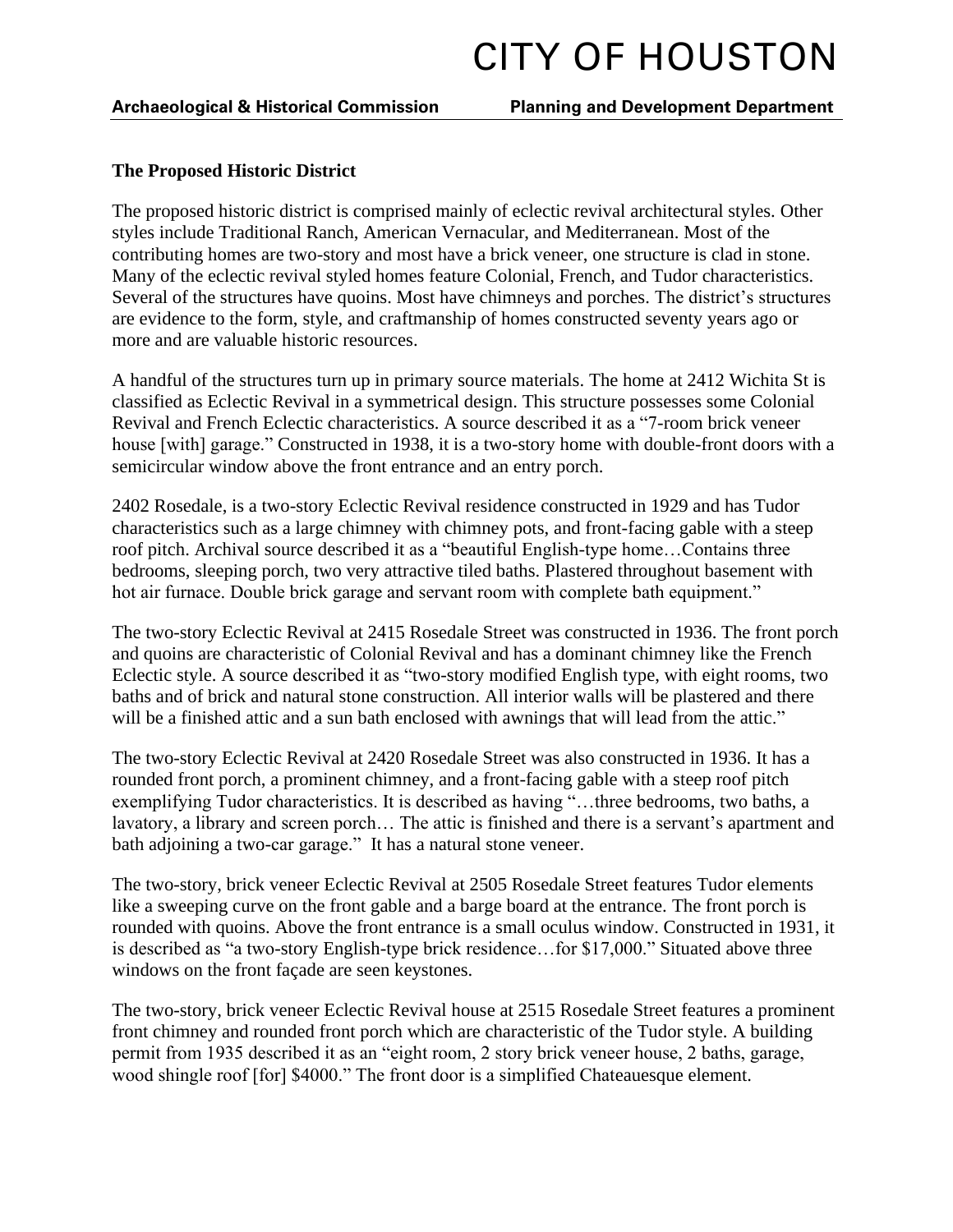### The Proposed Historic District

The proposed historic district is comprised mainly of eclectic revival architectural styles. Other styles include Traditional Ranch, American Vernacular, and Mediterranean. Most of the contributing homes are two-story and most have a brick veneer, one structure is clad in stone. Many of the eclectic revival styled homes feature Colonial, French, and Tudor characteristics. Several of the structures have quoins. Most have chimneys and porches. The district's structures are evidence to the form, style, and craftmanship of homes constructed seventy years ago or more and are valuable historic resources.

A handful of the structures turn up in primary source materials. The home at 2412 Wichita St is classified as Eclectic Revival in a symmetrical design. This structure possesses some Colonial Revival and French Eclectic characteristics. A source described it as a "7-room brick veneer house [with] garage." Constructed in 1938, it is a two-story home with double-front doors with a semicircular window above the front entrance and an entry porch.

2402 Rosedale, is a two-story Eclectic Revival residence constructed in 1929 and has Tudor characteristics such as a large chimney with chimney pots, and front-facing gable with a steep roof pitch. Archival source described it as a "beautiful English-type home…Contains three bedrooms, sleeping porch, two very attractive tiled baths. Plastered throughout basement with hot air furnace. Double brick garage and servant room with complete bath equipment."

The two-story Eclectic Revival at 2415 Rosedale Street was constructed in 1936. The front porch and quoins are characteristic of Colonial Revival and has a dominant chimney like the French Eclectic style. A source described it as "two-story modified English type, with eight rooms, two baths and of brick and natural stone construction. All interior walls will be plastered and there will be a finished attic and a sun bath enclosed with awnings that will lead from the attic."

The two-story Eclectic Revival at 2420 Rosedale Street was also constructed in 1936. It has a rounded front porch, a prominent chimney, and a front-facing gable with a steep roof pitch exemplifying Tudor characteristics. It is described as having "…three bedrooms, two baths, a lavatory, a library and screen porch… The attic is finished and there is a servant's apartment and bath adjoining a two-car garage." It has a natural stone veneer.

The two-story, brick veneer Eclectic Revival at 2505 Rosedale Street features Tudor elements like a sweeping curve on the front gable and a barge board at the entrance. The front porch is rounded with quoins. Above the front entrance is a small oculus window. Constructed in 1931, it is described as "a two-story English-type brick residence…for $17,000." Situated above three windows on the front façade are seen keystones.

The two-story, brick veneer Eclectic Revival house at 2515 Rosedale Street features a prominent front chimney and rounded front porch which are characteristic of the Tudor style. A building permit from 1935 described it as an "eight room, 2 story brick veneer house, 2 baths, garage, wood shingle roof [for] $4000." The front door is a simplified Chateauesque element.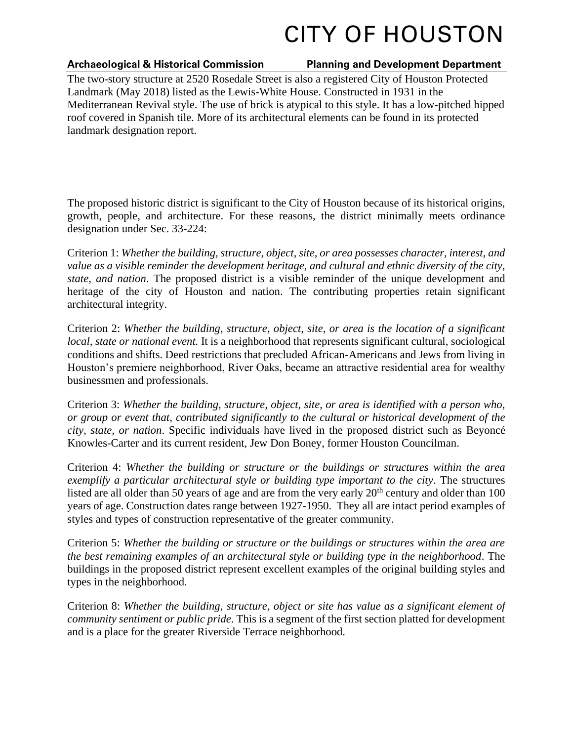The two-story structure at 2520 Rosedale Street is also a registered City of Houston Protected Landmark (May 2018) listed as the Lewis-White House. Constructed in 1931 in the Mediterranean Revival style. The use of brick is atypical to this style. It has a low-pitched hipped roof covered in Spanish tile. More of its architectural elements can be found in its protected landmark designation report.

The proposed historic district is significant to the City of Houston because of its historical origins, growth, people, and architecture. For these reasons, the district minimally meets ordinance designation under Sec. 33-224:

Criterion 1: *Whether the building, structure, object, site, or area possesses character, interest, and value as a visible reminder the development heritage, and cultural and ethnic diversity of the city, state, and nation.* The proposed district is a visible reminder of the unique development and heritage of the city of Houston and nation. The contributing properties retain significant architectural integrity.

Criterion 2: *Whether the building, structure, object, site, or area is the location of a significant local, state or national event.* It is a neighborhood that represents significant cultural, sociological conditions and shifts. Deed restrictions that precluded African-Americans and Jews from living in Houston's premiere neighborhood, River Oaks, became an attractive residential area for wealthy businessmen and professionals.

Criterion 3: *Whether the building, structure, object, site, or area is identified with a person who, or group or event that, contributed significantly to the cultural or historical development of the city, state, or nation*. Specific individuals have lived in the proposed district such as Beyoncé Knowles-Carter and its current resident, Jew Don Boney, former Houston Councilman.

Criterion 4: *Whether the building or structure or the buildings or structures within the area exemplify a particular architectural style or building type important to the city*. The structures listed are all older than 50 years of age and are from the very early 20th century and older than 100 years of age. Construction dates range between 1927-1950. They all are intact period examples of styles and types of construction representative of the greater community.

Criterion 5: *Whether the building or structure or the buildings or structures within the area are the best remaining examples of an architectural style or building type in the neighborhood*. The buildings in the proposed district represent excellent examples of the original building styles and types in the neighborhood.

Criterion 8: *Whether the building, structure, object or site has value as a significant element of community sentiment or public pride*. This is a segment of the first section platted for development and is a place for the greater Riverside Terrace neighborhood.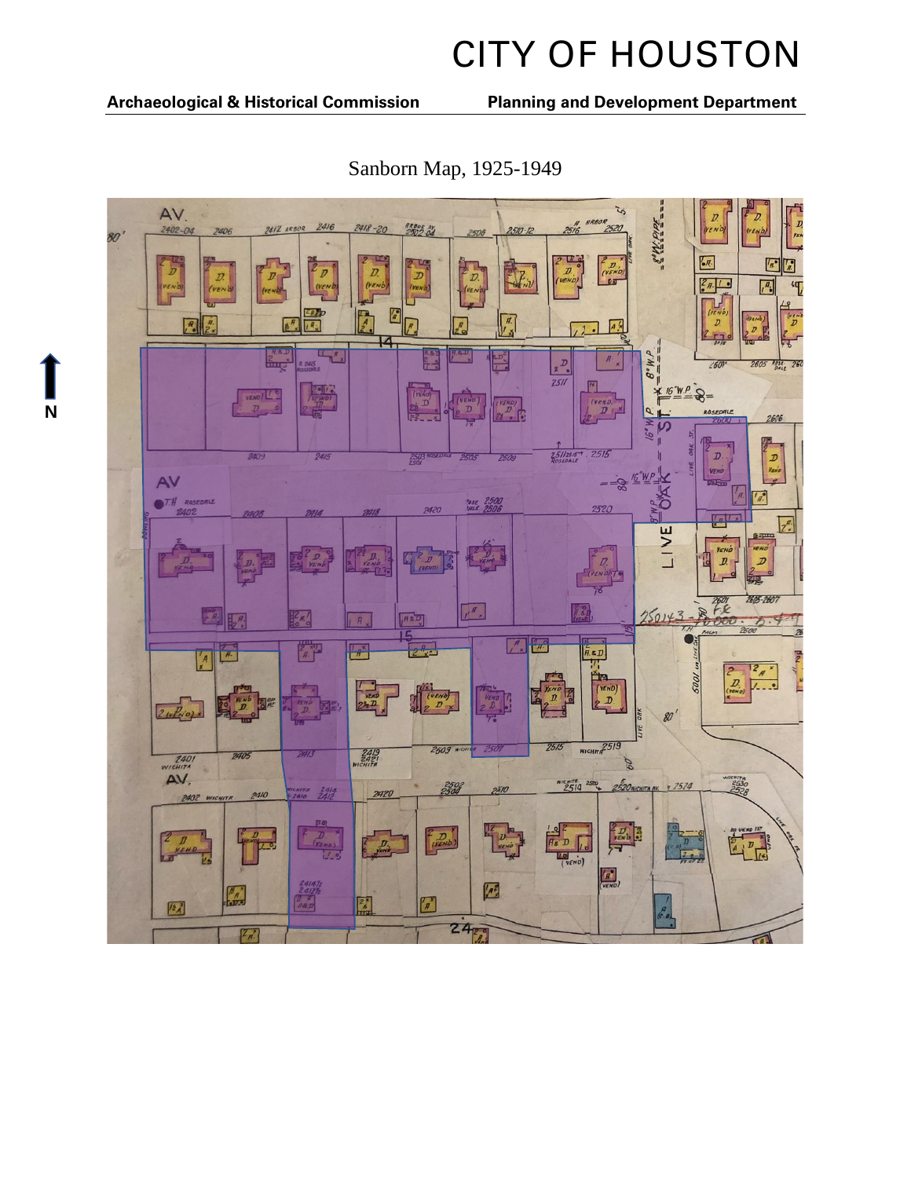Sanborn Map, 1925-1949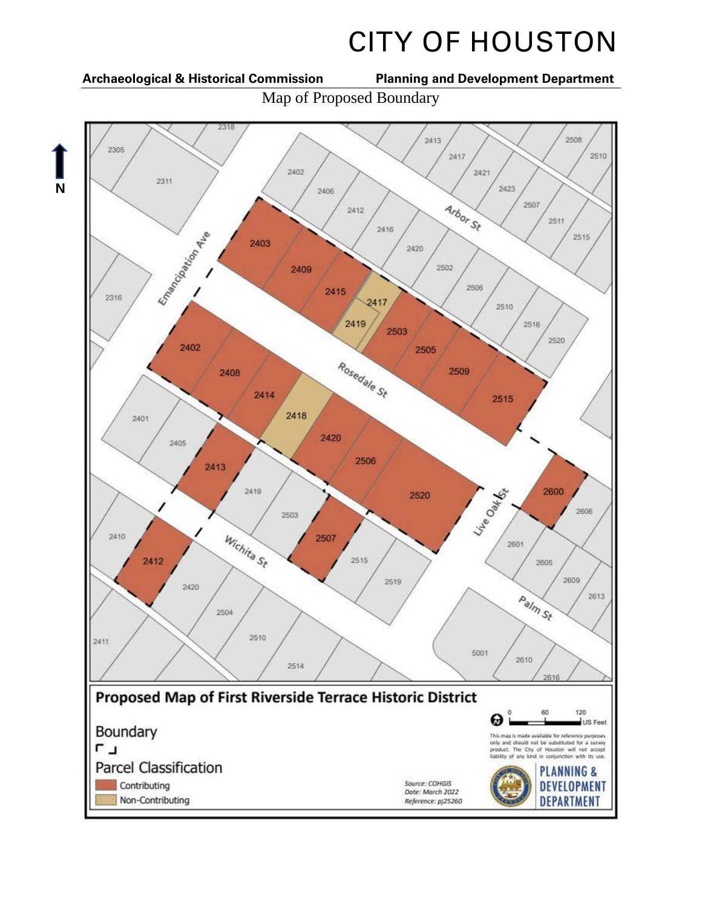# CITY OF HOUSTON

**Archaeological & Historical Commission** **Planning and Development Department**

Map of Proposed Boundary

N

2318, 2305, 2311, 2402, 2406, 2412, 2416, 2420, 2502, 2506, 2510, 2516, 2520, 2413, 2417, 2421, 2423, 2507, 2511, 2515, 2508, 2510

Arbor St

Emancipation Ave

2316

2403, 2409, 2415, 2417, 2419, 2503, 2505, 2509, 2515

Rosedale St

2402, 2408, 2414, 2418, 2420, 2506, 2520

2401, 2405, 2413, 2419, 2503, 2507, 2515, 2519

Live Oak St

2600, 2606, 2601, 2605, 2609, 2613

Wichita St

2410, 2412, 2420, 2504, 2510, 2514, 2411

Palm St

5001, 2610, 2616

**Proposed Map of First Riverside Terrace Historic District**

Boundary

Parcel Classification

- Contributing
- Non-Contributing

0 60 120 US Feet

This map is made available for reference purposes only and should not be substituted for a survey product. The City of Houston will not accept liability of any kind in conjunction with its use.

*Source: COHGIS*
*Date: March 2022*
*Reference: pj25260*

PLANNING & DEVELOPMENT DEPARTMENT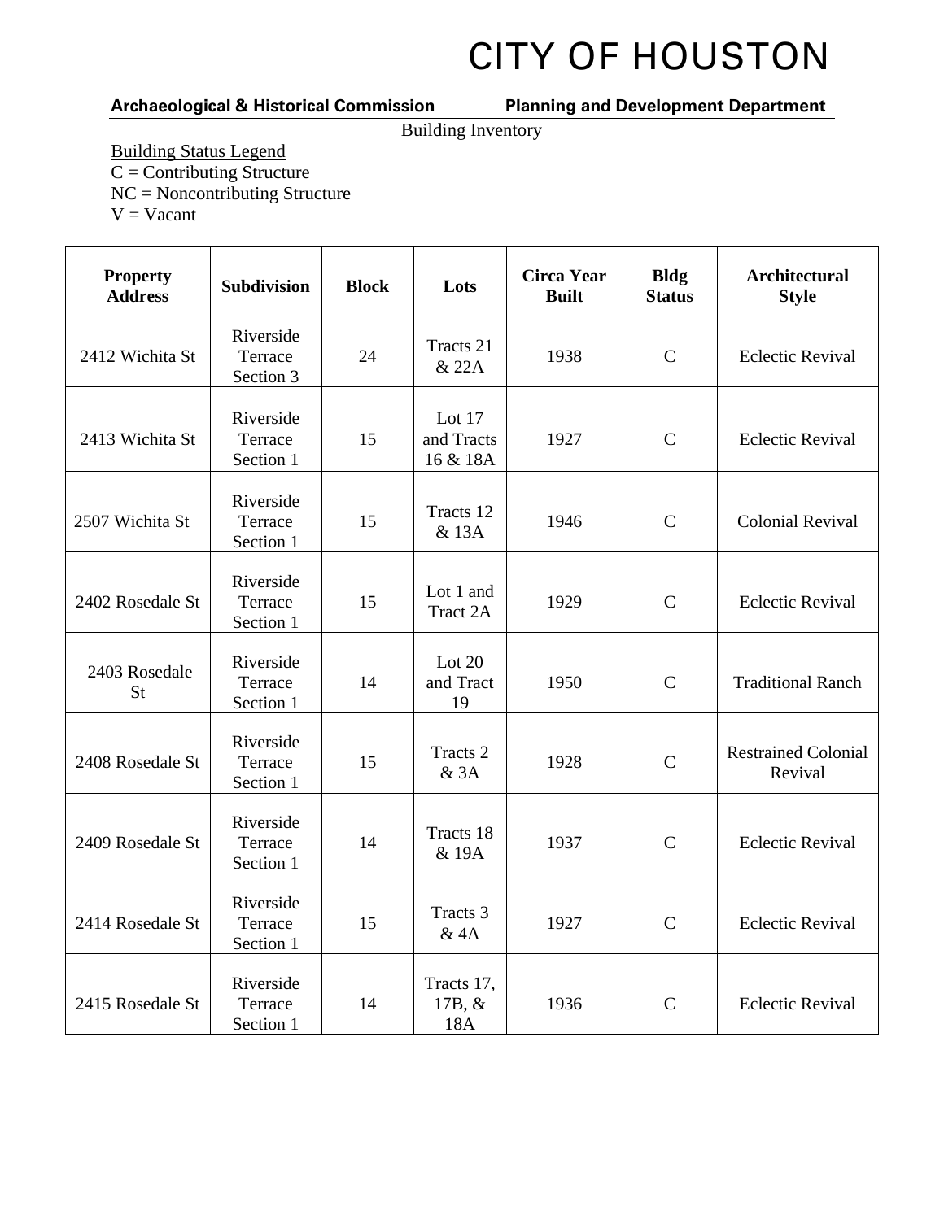# CITY OF HOUSTON

**Archaeological & Historical Commission** **Planning and Development Department**

Building Inventory

Building Status Legend
C = Contributing Structure
NC = Noncontributing Structure
V = Vacant

| Property Address | Subdivision | Block | Lots | Circa Year Built | Bldg Status | Architectural Style |
|---|---|---|---|---|---|---|
| 2412 Wichita St | Riverside Terrace Section 3 | 24 | Tracts 21 & 22A | 1938 | C | Eclectic Revival |
| 2413 Wichita St | Riverside Terrace Section 1 | 15 | Lot 17 and Tracts 16 & 18A | 1927 | C | Eclectic Revival |
| 2507 Wichita St | Riverside Terrace Section 1 | 15 | Tracts 12 & 13A | 1946 | C | Colonial Revival |
| 2402 Rosedale St | Riverside Terrace Section 1 | 15 | Lot 1 and Tract 2A | 1929 | C | Eclectic Revival |
| 2403 Rosedale St | Riverside Terrace Section 1 | 14 | Lot 20 and Tract 19 | 1950 | C | Traditional Ranch |
| 2408 Rosedale St | Riverside Terrace Section 1 | 15 | Tracts 2 & 3A | 1928 | C | Restrained Colonial Revival |
| 2409 Rosedale St | Riverside Terrace Section 1 | 14 | Tracts 18 & 19A | 1937 | C | Eclectic Revival |
| 2414 Rosedale St | Riverside Terrace Section 1 | 15 | Tracts 3 & 4A | 1927 | C | Eclectic Revival |
| 2415 Rosedale St | Riverside Terrace Section 1 | 14 | Tracts 17, 17B, & 18A | 1936 | C | Eclectic Revival |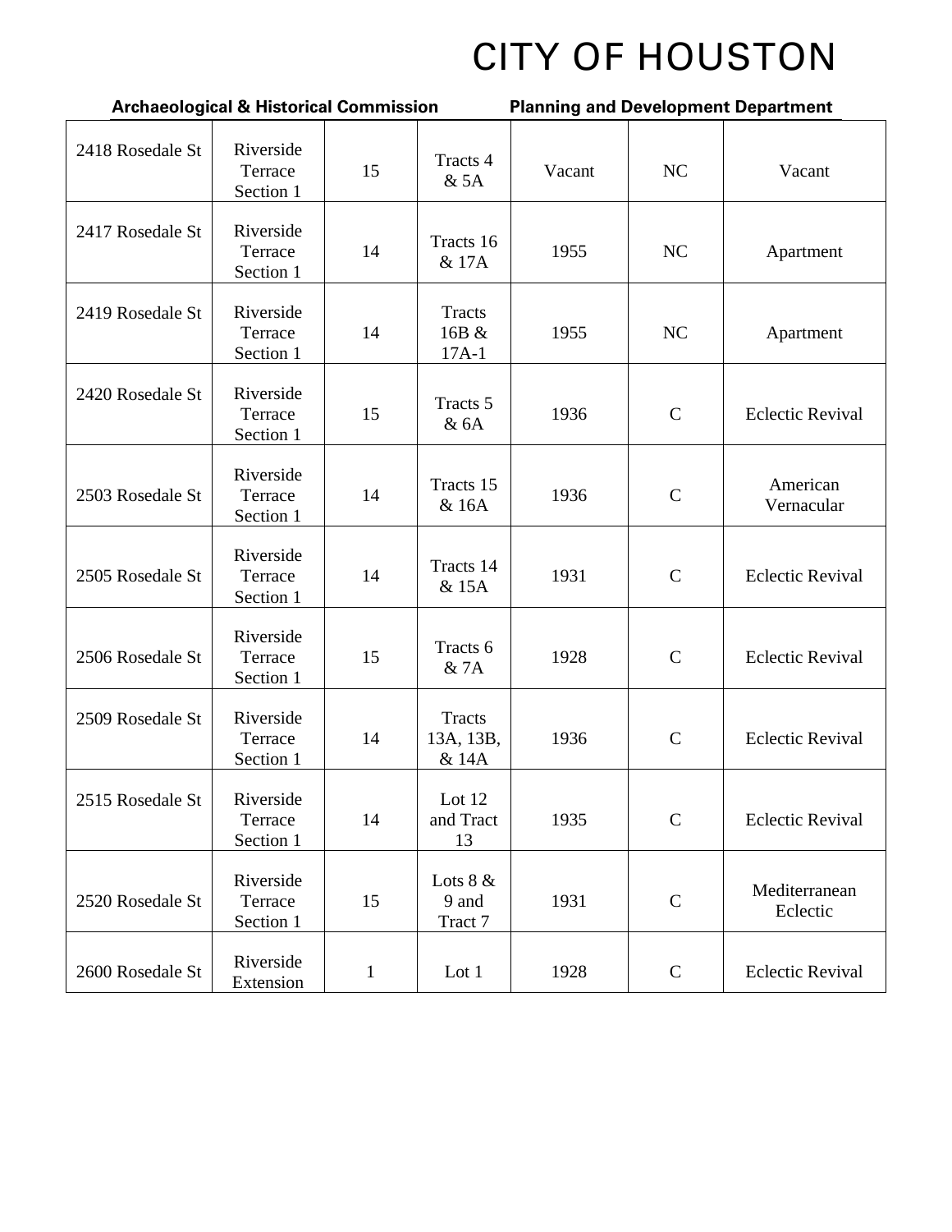| | | | | | | |
|---|---|---|---|---|---|---|
| 2418 Rosedale St | Riverside Terrace Section 1 | 15 | Tracts 4 & 5A | Vacant | NC | Vacant |
| 2417 Rosedale St | Riverside Terrace Section 1 | 14 | Tracts 16 & 17A | 1955 | NC | Apartment |
| 2419 Rosedale St | Riverside Terrace Section 1 | 14 | Tracts 16B & 17A-1 | 1955 | NC | Apartment |
| 2420 Rosedale St | Riverside Terrace Section 1 | 15 | Tracts 5 & 6A | 1936 | C | Eclectic Revival |
| 2503 Rosedale St | Riverside Terrace Section 1 | 14 | Tracts 15 & 16A | 1936 | C | American Vernacular |
| 2505 Rosedale St | Riverside Terrace Section 1 | 14 | Tracts 14 & 15A | 1931 | C | Eclectic Revival |
| 2506 Rosedale St | Riverside Terrace Section 1 | 15 | Tracts 6 & 7A | 1928 | C | Eclectic Revival |
| 2509 Rosedale St | Riverside Terrace Section 1 | 14 | Tracts 13A, 13B, & 14A | 1936 | C | Eclectic Revival |
| 2515 Rosedale St | Riverside Terrace Section 1 | 14 | Lot 12 and Tract 13 | 1935 | C | Eclectic Revival |
| 2520 Rosedale St | Riverside Terrace Section 1 | 15 | Lots 8 & 9 and Tract 7 | 1931 | C | Mediterranean Eclectic |
| 2600 Rosedale St | Riverside Extension | 1 | Lot 1 | 1928 | C | Eclectic Revival |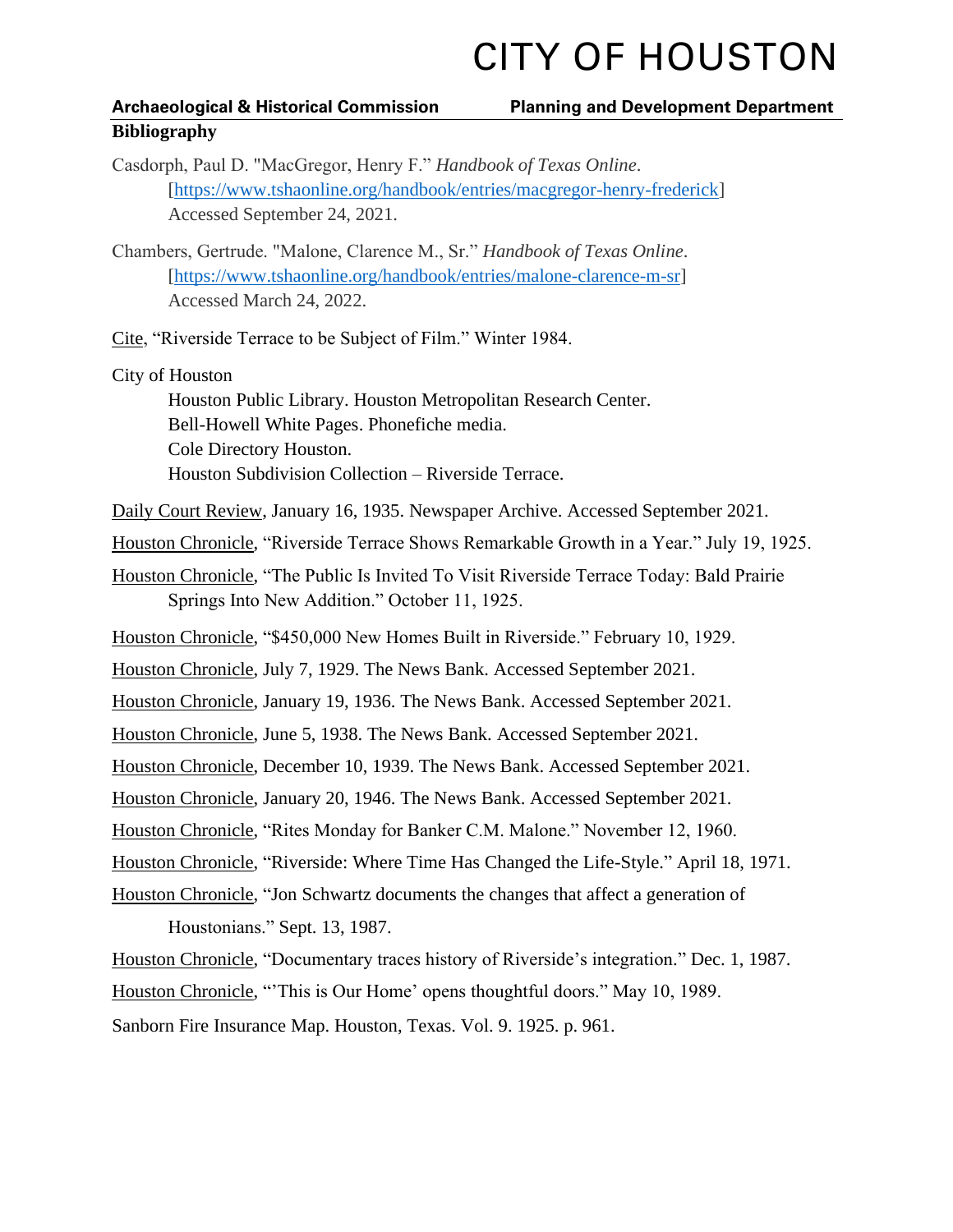## Bibliography

Casdorph, Paul D. "MacGregor, Henry F." *Handbook of Texas Online*. [https://www.tshaonline.org/handbook/entries/macgregor-henry-frederick] Accessed September 24, 2021.

Chambers, Gertrude. "Malone, Clarence M., Sr." *Handbook of Texas Online*. [https://www.tshaonline.org/handbook/entries/malone-clarence-m-sr] Accessed March 24, 2022.

Cite, "Riverside Terrace to be Subject of Film." Winter 1984.

City of Houston

Houston Public Library. Houston Metropolitan Research Center.
Bell-Howell White Pages. Phonefiche media.
Cole Directory Houston.
Houston Subdivision Collection – Riverside Terrace.

Daily Court Review, January 16, 1935. Newspaper Archive. Accessed September 2021.

Houston Chronicle, "Riverside Terrace Shows Remarkable Growth in a Year." July 19, 1925.

Houston Chronicle, "The Public Is Invited To Visit Riverside Terrace Today: Bald Prairie Springs Into New Addition." October 11, 1925.

Houston Chronicle, "$450,000 New Homes Built in Riverside." February 10, 1929.

Houston Chronicle, July 7, 1929. The News Bank. Accessed September 2021.

Houston Chronicle, January 19, 1936. The News Bank. Accessed September 2021.

Houston Chronicle, June 5, 1938. The News Bank. Accessed September 2021.

Houston Chronicle, December 10, 1939. The News Bank. Accessed September 2021.

Houston Chronicle, January 20, 1946. The News Bank. Accessed September 2021.

Houston Chronicle, "Rites Monday for Banker C.M. Malone." November 12, 1960.

Houston Chronicle, "Riverside: Where Time Has Changed the Life-Style." April 18, 1971.

Houston Chronicle, "Jon Schwartz documents the changes that affect a generation of Houstonians." Sept. 13, 1987.

Houston Chronicle, "Documentary traces history of Riverside's integration." Dec. 1, 1987.

Houston Chronicle, "'This is Our Home' opens thoughtful doors." May 10, 1989.

Sanborn Fire Insurance Map. Houston, Texas. Vol. 9. 1925. p. 961.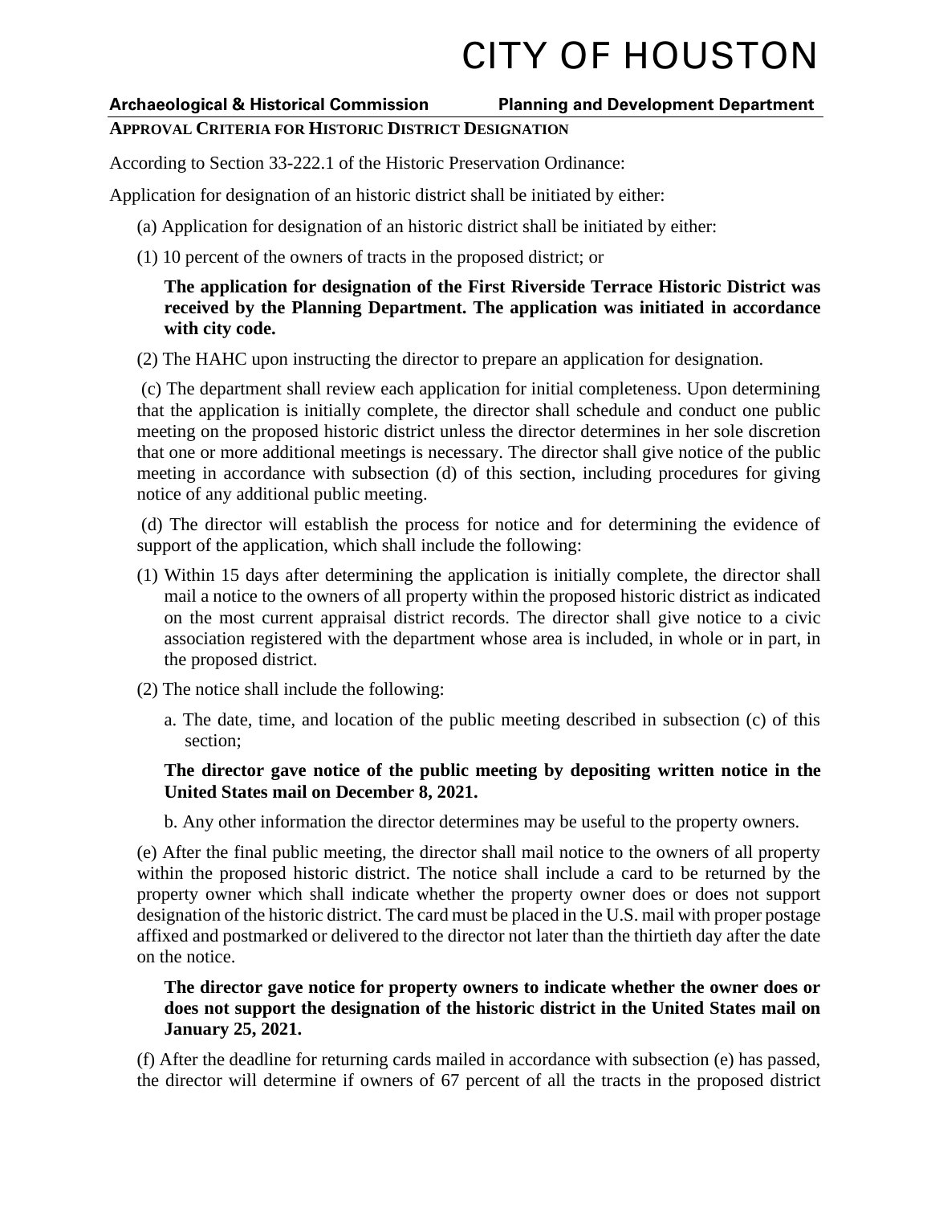# CITY OF HOUSTON

**Archaeological & Historical Commission** **Planning and Development Department**

**APPROVAL CRITERIA FOR HISTORIC DISTRICT DESIGNATION**

According to Section 33-222.1 of the Historic Preservation Ordinance:

Application for designation of an historic district shall be initiated by either:

(a) Application for designation of an historic district shall be initiated by either:

(1) 10 percent of the owners of tracts in the proposed district; or

**The application for designation of the First Riverside Terrace Historic District was received by the Planning Department. The application was initiated in accordance with city code.**

(2) The HAHC upon instructing the director to prepare an application for designation.

(c) The department shall review each application for initial completeness. Upon determining that the application is initially complete, the director shall schedule and conduct one public meeting on the proposed historic district unless the director determines in her sole discretion that one or more additional meetings is necessary. The director shall give notice of the public meeting in accordance with subsection (d) of this section, including procedures for giving notice of any additional public meeting.

(d) The director will establish the process for notice and for determining the evidence of support of the application, which shall include the following:

(1) Within 15 days after determining the application is initially complete, the director shall mail a notice to the owners of all property within the proposed historic district as indicated on the most current appraisal district records. The director shall give notice to a civic association registered with the department whose area is included, in whole or in part, in the proposed district.

(2) The notice shall include the following:

a. The date, time, and location of the public meeting described in subsection (c) of this section;

**The director gave notice of the public meeting by depositing written notice in the United States mail on December 8, 2021.**

b. Any other information the director determines may be useful to the property owners.

(e) After the final public meeting, the director shall mail notice to the owners of all property within the proposed historic district. The notice shall include a card to be returned by the property owner which shall indicate whether the property owner does or does not support designation of the historic district. The card must be placed in the U.S. mail with proper postage affixed and postmarked or delivered to the director not later than the thirtieth day after the date on the notice.

**The director gave notice for property owners to indicate whether the owner does or does not support the designation of the historic district in the United States mail on January 25, 2021.**

(f) After the deadline for returning cards mailed in accordance with subsection (e) has passed, the director will determine if owners of 67 percent of all the tracts in the proposed district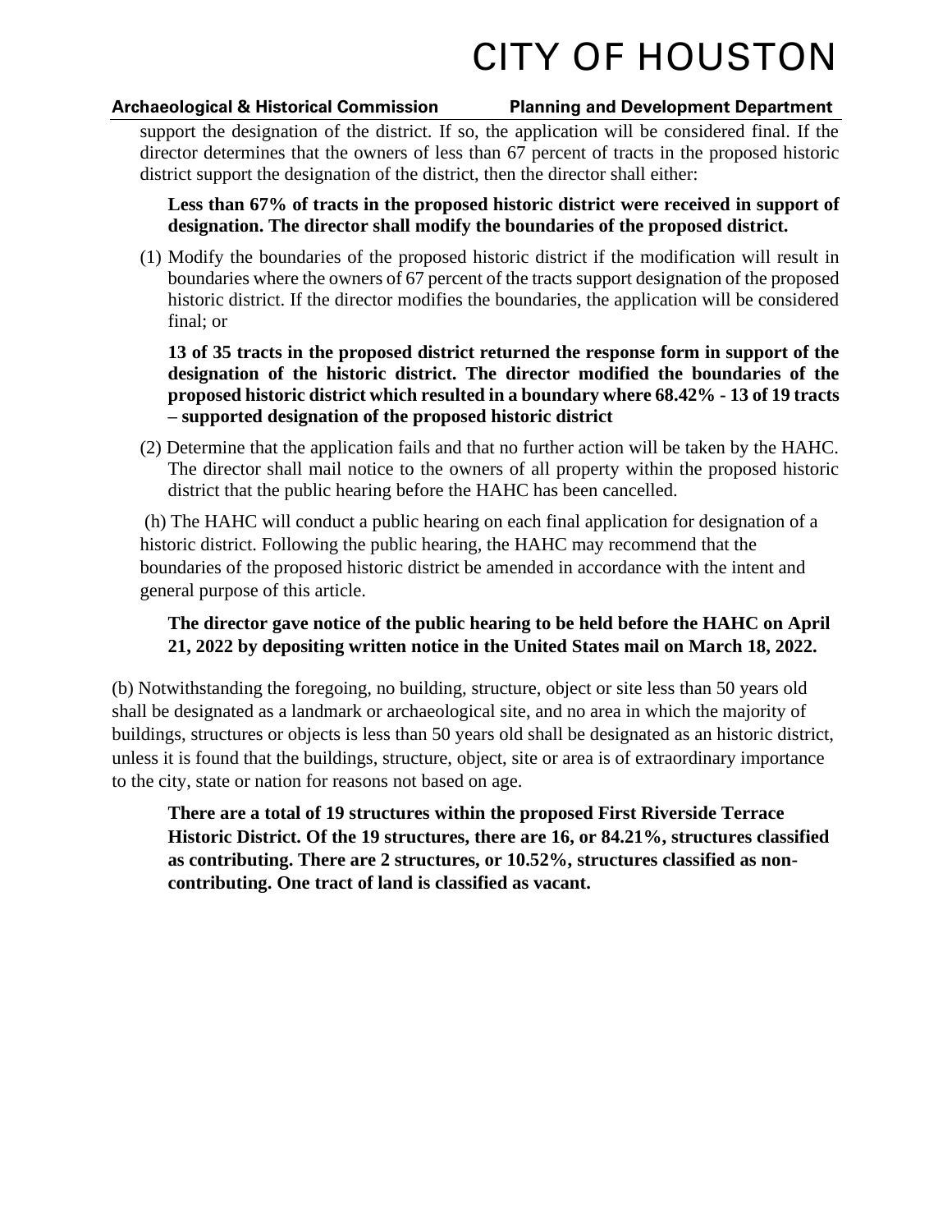support the designation of the district. If so, the application will be considered final. If the director determines that the owners of less than 67 percent of tracts in the proposed historic district support the designation of the district, then the director shall either:

**Less than 67% of tracts in the proposed historic district were received in support of designation. The director shall modify the boundaries of the proposed district.**

(1) Modify the boundaries of the proposed historic district if the modification will result in boundaries where the owners of 67 percent of the tracts support designation of the proposed historic district. If the director modifies the boundaries, the application will be considered final; or

**13 of 35 tracts in the proposed district returned the response form in support of the designation of the historic district. The director modified the boundaries of the proposed historic district which resulted in a boundary where 68.42% - 13 of 19 tracts – supported designation of the proposed historic district**

(2) Determine that the application fails and that no further action will be taken by the HAHC. The director shall mail notice to the owners of all property within the proposed historic district that the public hearing before the HAHC has been cancelled.

(h) The HAHC will conduct a public hearing on each final application for designation of a historic district. Following the public hearing, the HAHC may recommend that the boundaries of the proposed historic district be amended in accordance with the intent and general purpose of this article.

**The director gave notice of the public hearing to be held before the HAHC on April 21, 2022 by depositing written notice in the United States mail on March 18, 2022.**

(b) Notwithstanding the foregoing, no building, structure, object or site less than 50 years old shall be designated as a landmark or archaeological site, and no area in which the majority of buildings, structures or objects is less than 50 years old shall be designated as an historic district, unless it is found that the buildings, structure, object, site or area is of extraordinary importance to the city, state or nation for reasons not based on age.

**There are a total of 19 structures within the proposed First Riverside Terrace Historic District. Of the 19 structures, there are 16, or 84.21%, structures classified as contributing. There are 2 structures, or 10.52%, structures classified as non-contributing. One tract of land is classified as vacant.**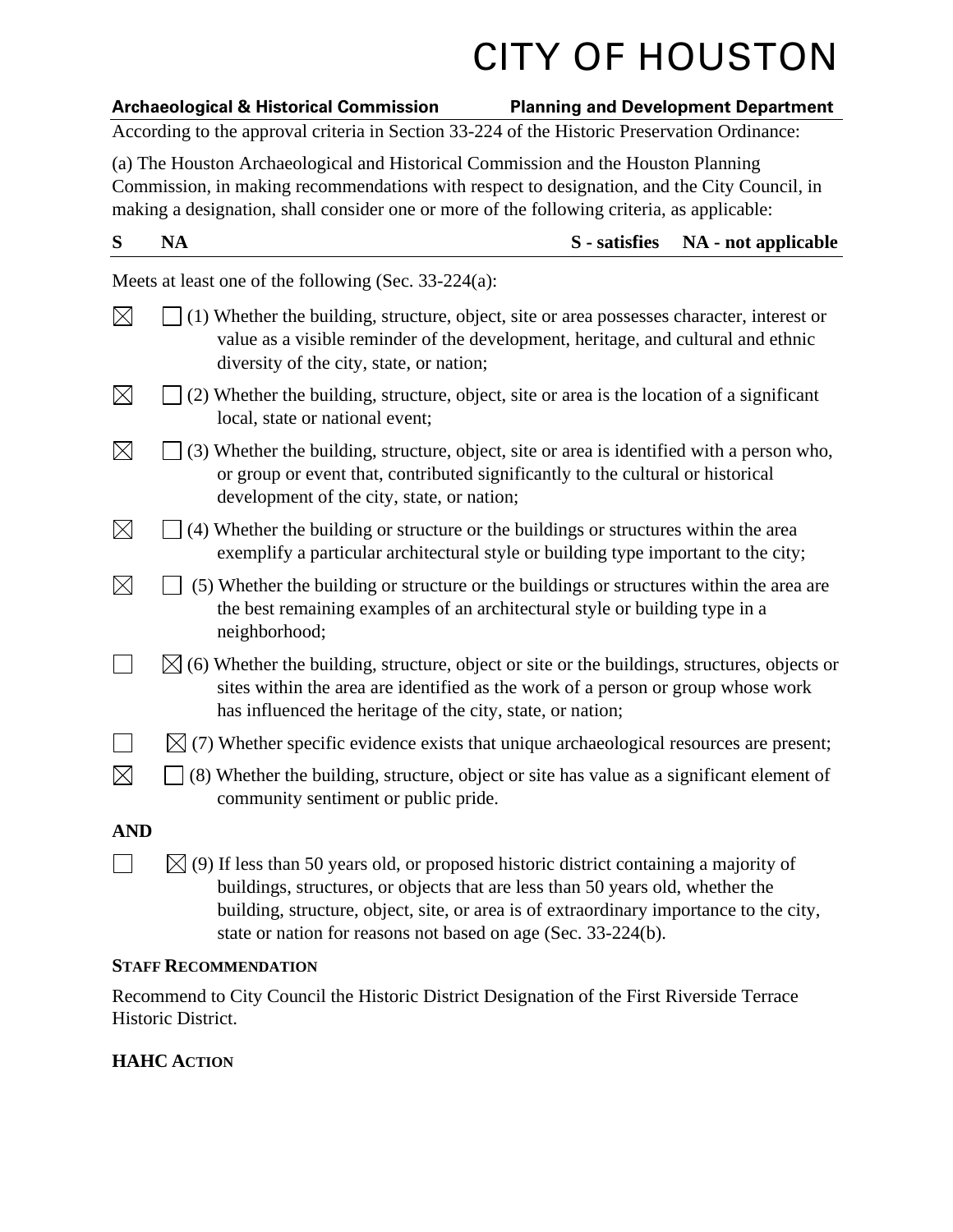# CITY OF HOUSTON

**Archaeological & Historical Commission** **Planning and Development Department**

According to the approval criteria in Section 33-224 of the Historic Preservation Ordinance:

(a) The Houston Archaeological and Historical Commission and the Houston Planning Commission, in making recommendations with respect to designation, and the City Council, in making a designation, shall consider one or more of the following criteria, as applicable:

| S | NA | S - satisfies NA - not applicable |
|---|---|---|
| | | Meets at least one of the following (Sec. 33-224(a): |
| ☒ | ☐ | (1) Whether the building, structure, object, site or area possesses character, interest or value as a visible reminder of the development, heritage, and cultural and ethnic diversity of the city, state, or nation; |
| ☒ | ☐ | (2) Whether the building, structure, object, site or area is the location of a significant local, state or national event; |
| ☒ | ☐ | (3) Whether the building, structure, object, site or area is identified with a person who, or group or event that, contributed significantly to the cultural or historical development of the city, state, or nation; |
| ☒ | ☐ | (4) Whether the building or structure or the buildings or structures within the area exemplify a particular architectural style or building type important to the city; |
| ☒ | ☐ | (5) Whether the building or structure or the buildings or structures within the area are the best remaining examples of an architectural style or building type in a neighborhood; |
| ☐ | ☒ | (6) Whether the building, structure, object or site or the buildings, structures, objects or sites within the area are identified as the work of a person or group whose work has influenced the heritage of the city, state, or nation; |
| ☐ | ☒ | (7) Whether specific evidence exists that unique archaeological resources are present; |
| ☒ | ☐ | (8) Whether the building, structure, object or site has value as a significant element of community sentiment or public pride. |
| **AND** | | |
| ☐ | ☒ | (9) If less than 50 years old, or proposed historic district containing a majority of buildings, structures, or objects that are less than 50 years old, whether the building, structure, object, site, or area is of extraordinary importance to the city, state or nation for reasons not based on age (Sec. 33-224(b). |

### STAFF RECOMMENDATION

Recommend to City Council the Historic District Designation of the First Riverside Terrace Historic District.

### HAHC ACTION